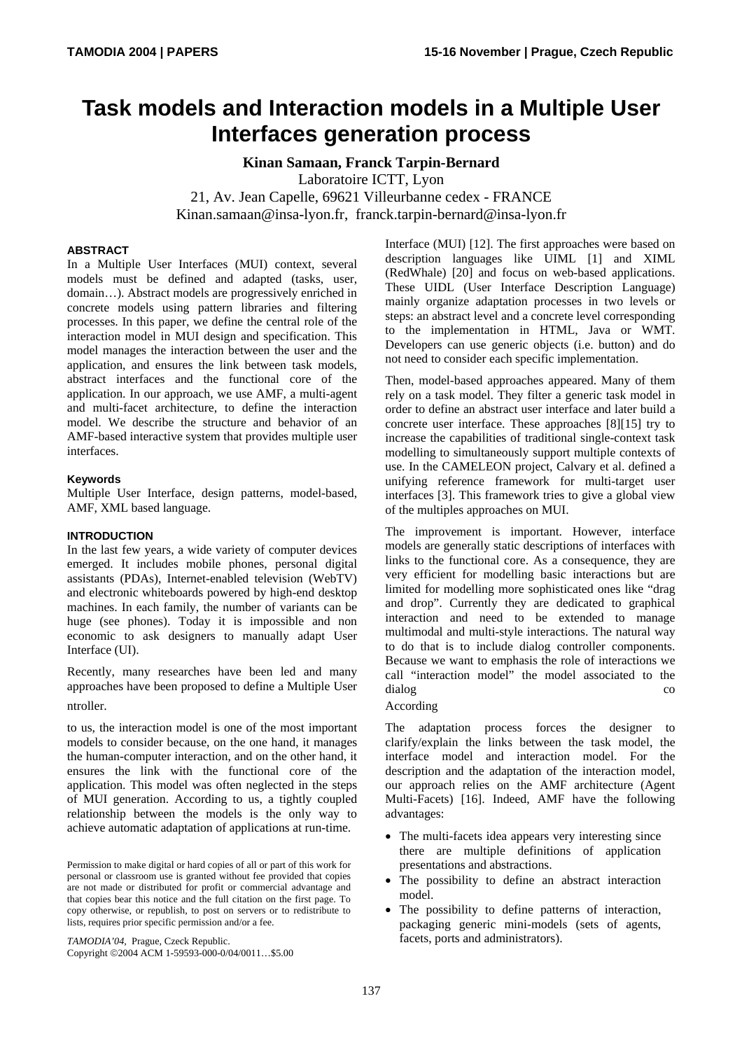# Task models and Interaction models in a Multiple User Interfaces generation process

**Kinan Samaan, Franck Tarpin-Bernard**

Laboratoire ICTT, Lyon

21, Av. Jean Capelle, 69621 Villeurbanne cedex - FRANCE

Kinan.samaan@insa-lyon.fr, franck.tarpin-bernard@insa-lyon.fr

## ABSTRACT

In a Multiple User Interfaces (MUI) context, several models must be defined and adapted (tasks, user, domain…). Abstract models are progressively enriched in concrete models using pattern libraries and filtering processes. In this paper, we define the central role of the interaction model in MUI design and specification. This model manages the interaction between the user and the application, and ensures the link between task models, abstract interfaces and the functional core of the application. In our approach, we use AMF, a multi-agent and multi-facet architecture, to define the interaction model. We describe the structure and behavior of an AMF-based interactive system that provides multiple user interfaces.

### Keywords

Multiple User Interface, design patterns, model-based, AMF, XML based language.

## INTRODUCTION

In the last few years, a wide variety of computer devices emerged. It includes mobile phones, personal digital assistants (PDAs), Internet-enabled television (WebTV) and electronic whiteboards powered by high-end desktop machines. In each family, the number of variants can be huge (see phones). Today it is impossible and non economic to ask designers to manually adapt User Interface (UI).

Recently, many researches have been led and many approaches have been proposed to define a Multiple User Interface (MUI) [12]. The first approaches were based on description languages like UIML [1] and XIML (RedWhale) [20] and focus on web-based applications. These UIDL (User Interface Description Language) mainly organize adaptation processes in two levels or steps: an abstract level and a concrete level corresponding to the implementation in HTML, Java or WMT. Developers can use generic objects (i.e. button) and do not need to consider each specific implementation.

Then, model-based approaches appeared. Many of them rely on a task model. They filter a generic task model in order to define an abstract user interface and later build a concrete user interface. These approaches [8][15] try to increase the capabilities of traditional single-context task modelling to simultaneously support multiple contexts of use. In the CAMELEON project, Calvary et al. defined a unifying reference framework for multi-target user interfaces [3]. This framework tries to give a global view of the multiples approaches on MUI.

The improvement is important. However, interface models are generally static descriptions of interfaces with links to the functional core. As a consequence, they are very efficient for modelling basic interactions but are limited for modelling more sophisticated ones like "drag and drop". Currently they are dedicated to graphical interaction and need to be extended to manage multimodal and multi-style interactions. The natural way to do that is to include dialog controller components. Because we want to emphasis the role of interactions we call "interaction model" the model associated to the dialog controller.

According to us, the interaction model is one of the most important models to consider because, on the one hand, it manages the human-computer interaction, and on the other hand, it ensures the link with the functional core of the application. This model was often neglected in the steps of MUI generation. According to us, a tightly coupled relationship between the models is the only way to achieve automatic adaptation of applications at run-time.

The adaptation process forces the designer to clarify/explain the links between the task model, the interface model and interaction model. For the description and the adaptation of the interaction model, our approach relies on the AMF architecture (Agent Multi-Facets) [16]. Indeed, AMF have the following advantages:

- The multi-facets idea appears very interesting since there are multiple definitions of application presentations and abstractions.
- The possibility to define an abstract interaction model.
- The possibility to define patterns of interaction, packaging generic mini-models (sets of agents, facets, ports and administrators).

Permission to make digital or hard copies of all or part of this work for personal or classroom use is granted without fee provided that copies are not made or distributed for profit or commercial advantage and that copies bear this notice and the full citation on the first page. To copy otherwise, or republish, to post on servers or to redistribute to lists, requires prior specific permission and/or a fee.

*TAMODIA'04*, Prague, Czeck Republic.
Copyright ©2004 ACM 1-59593-000-0/04/0011…$5.00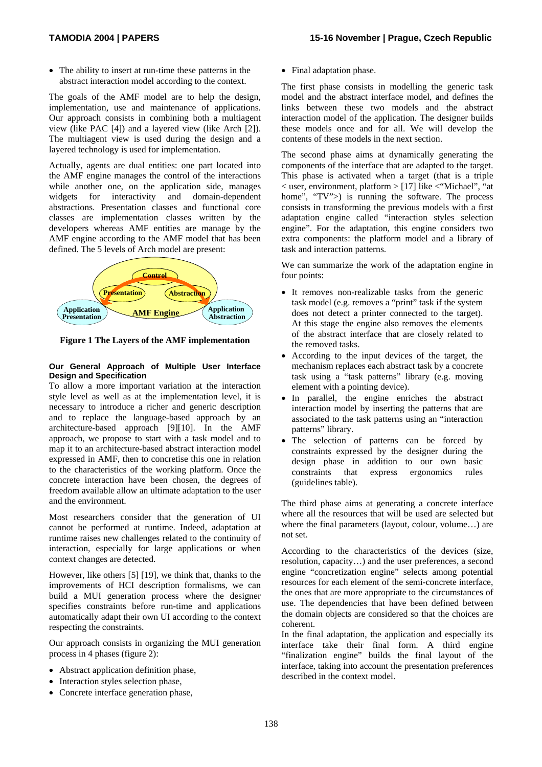- The ability to insert at run-time these patterns in the abstract interaction model according to the context.

The goals of the AMF model are to help the design, implementation, use and maintenance of applications. Our approach consists in combining both a multiagent view (like PAC [4]) and a layered view (like Arch [2]). The multiagent view is used during the design and a layered technology is used for implementation.

Actually, agents are dual entities: one part located into the AMF engine manages the control of the interactions while another one, on the application side, manages widgets for interactivity and domain-dependent abstractions. Presentation classes and functional core classes are implementation classes written by the developers whereas AMF entities are manage by the AMF engine according to the AMF model that has been defined. The 5 levels of Arch model are present:

**Figure 1 The Layers of the AMF implementation**

### Our General Approach of Multiple User Interface Design and Specification

To allow a more important variation at the interaction style level as well as at the implementation level, it is necessary to introduce a richer and generic description and to replace the language-based approach by an architecture-based approach [9][10]. In the AMF approach, we propose to start with a task model and to map it to an architecture-based abstract interaction model expressed in AMF, then to concretise this one in relation to the characteristics of the working platform. Once the concrete interaction have been chosen, the degrees of freedom available allow an ultimate adaptation to the user and the environment.

Most researchers consider that the generation of UI cannot be performed at runtime. Indeed, adaptation at runtime raises new challenges related to the continuity of interaction, especially for large applications or when context changes are detected.

However, like others [5] [19], we think that, thanks to the improvements of HCI description formalisms, we can build a MUI generation process where the designer specifies constraints before run-time and applications automatically adapt their own UI according to the context respecting the constraints.

Our approach consists in organizing the MUI generation process in 4 phases (figure 2):

- Abstract application definition phase,
- Interaction styles selection phase,
- Concrete interface generation phase,
- Final adaptation phase.

The first phase consists in modelling the generic task model and the abstract interface model, and defines the links between these two models and the abstract interaction model of the application. The designer builds these models once and for all. We will develop the contents of these models in the next section.

The second phase aims at dynamically generating the components of the interface that are adapted to the target. This phase is activated when a target (that is a triple < user, environment, platform > [17] like <"Michael", "at home", "TV">) is running the software. The process consists in transforming the previous models with a first adaptation engine called "interaction styles selection engine". For the adaptation, this engine considers two extra components: the platform model and a library of task and interaction patterns.

We can summarize the work of the adaptation engine in four points:

- It removes non-realizable tasks from the generic task model (e.g. removes a "print" task if the system does not detect a printer connected to the target). At this stage the engine also removes the elements of the abstract interface that are closely related to the removed tasks.
- According to the input devices of the target, the mechanism replaces each abstract task by a concrete task using a "task patterns" library (e.g. moving element with a pointing device).
- In parallel, the engine enriches the abstract interaction model by inserting the patterns that are associated to the task patterns using an "interaction patterns" library.
- The selection of patterns can be forced by constraints expressed by the designer during the design phase in addition to our own basic constraints that express ergonomics rules (guidelines table).

The third phase aims at generating a concrete interface where all the resources that will be used are selected but where the final parameters (layout, colour, volume…) are not set.

According to the characteristics of the devices (size, resolution, capacity…) and the user preferences, a second engine "concretization engine" selects among potential resources for each element of the semi-concrete interface, the ones that are more appropriate to the circumstances of use. The dependencies that have been defined between the domain objects are considered so that the choices are coherent.

In the final adaptation, the application and especially its interface take their final form. A third engine "finalization engine" builds the final layout of the interface, taking into account the presentation preferences described in the context model.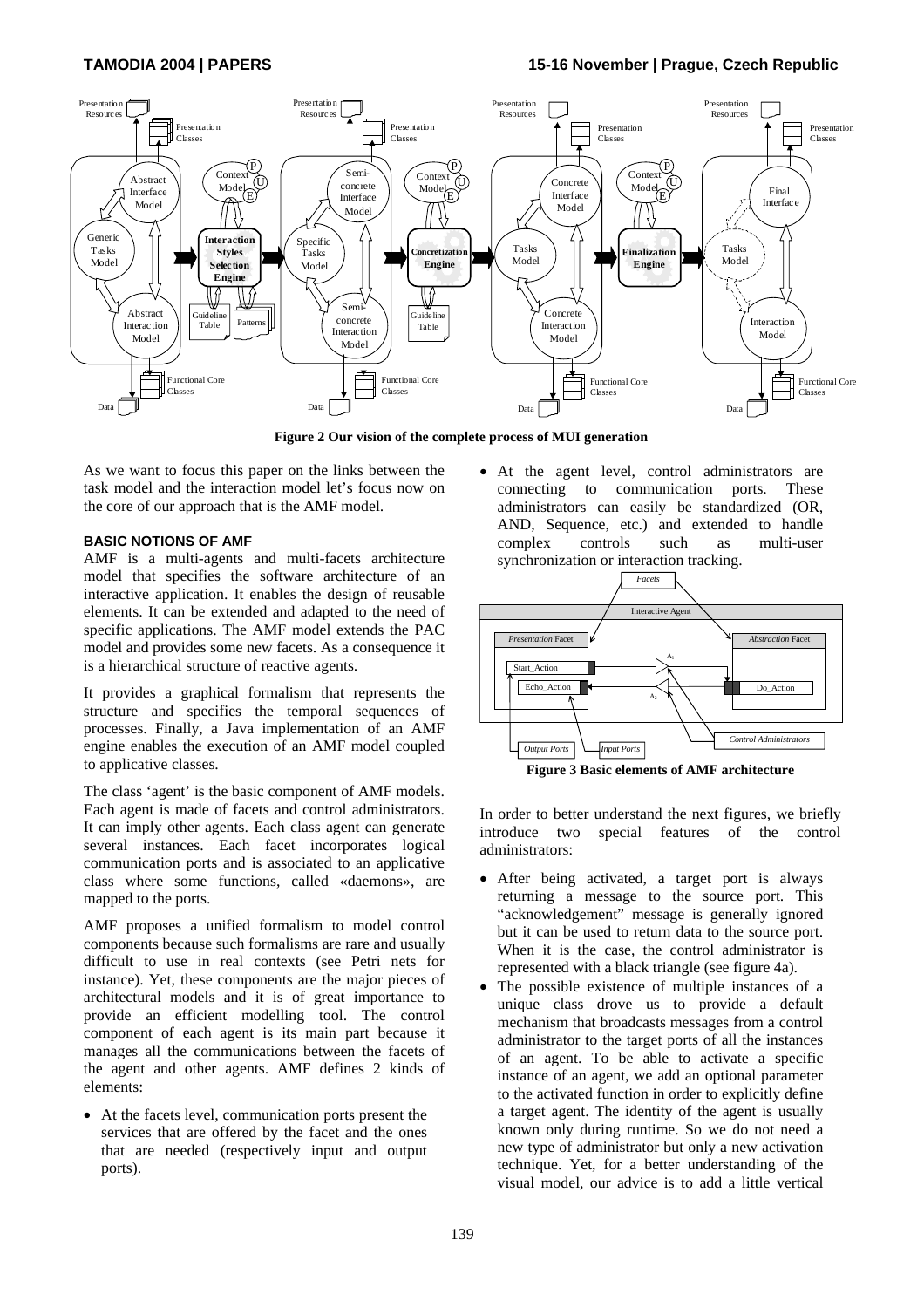Presentation Resources

Presentation Classes

Abstract Interface Model

Generic Tasks Model

Abstract Interaction Model

Context Model P U E

Interaction Styles Selection Engine

Guideline Table

Patterns

Semi-concrete Interface Model

Specific Tasks Model

Semi-concrete Interaction Model

Concretization Engine

Concrete Interface Model

Tasks Model

Concrete Interaction Model

Finalization Engine

Final Interface

Interaction Model

Functional Core Classes

Data

**Figure 2 Our vision of the complete process of MUI generation**

As we want to focus this paper on the links between the task model and the interaction model let's focus now on the core of our approach that is the AMF model.

### BASIC NOTIONS OF AMF

AMF is a multi-agents and multi-facets architecture model that specifies the software architecture of an interactive application. It enables the design of reusable elements. It can be extended and adapted to the need of specific applications. The AMF model extends the PAC model and provides some new facets. As a consequence it is a hierarchical structure of reactive agents.

It provides a graphical formalism that represents the structure and specifies the temporal sequences of processes. Finally, a Java implementation of an AMF engine enables the execution of an AMF model coupled to applicative classes.

The class 'agent' is the basic component of AMF models. Each agent is made of facets and control administrators. It can imply other agents. Each class agent can generate several instances. Each facet incorporates logical communication ports and is associated to an applicative class where some functions, called «daemons», are mapped to the ports.

AMF proposes a unified formalism to model control components because such formalisms are rare and usually difficult to use in real contexts (see Petri nets for instance). Yet, these components are the major pieces of architectural models and it is of great importance to provide an efficient modelling tool. The control component of each agent is its main part because it manages all the communications between the facets of the agent and other agents. AMF defines 2 kinds of elements:

- At the facets level, communication ports present the services that are offered by the facet and the ones that are needed (respectively input and output ports).
- At the agent level, control administrators are connecting to communication ports. These administrators can easily be standardized (OR, AND, Sequence, etc.) and extended to handle complex controls such as multi-user synchronization or interaction tracking.

Facets

Interactive Agent

*Presentation* Facet

*Abstraction* Facet

Start_Action

Echo_Action

Do_Action

$A_1$

$A_2$

*Output Ports*

*Input Ports*

*Control Administrators*

**Figure 3 Basic elements of AMF architecture**

In order to better understand the next figures, we briefly introduce two special features of the control administrators:

- After being activated, a target port is always returning a message to the source port. This "acknowledgement" message is generally ignored but it can be used to return data to the source port. When it is the case, the control administrator is represented with a black triangle (see figure 4a).
- The possible existence of multiple instances of a unique class drove us to provide a default mechanism that broadcasts messages from a control administrator to the target ports of all the instances of an agent. To be able to activate a specific instance of an agent, we add an optional parameter to the activated function in order to explicitly define a target agent. The identity of the agent is usually known only during runtime. So we do not need a new type of administrator but only a new activation technique. Yet, for a better understanding of the visual model, our advice is to add a little vertical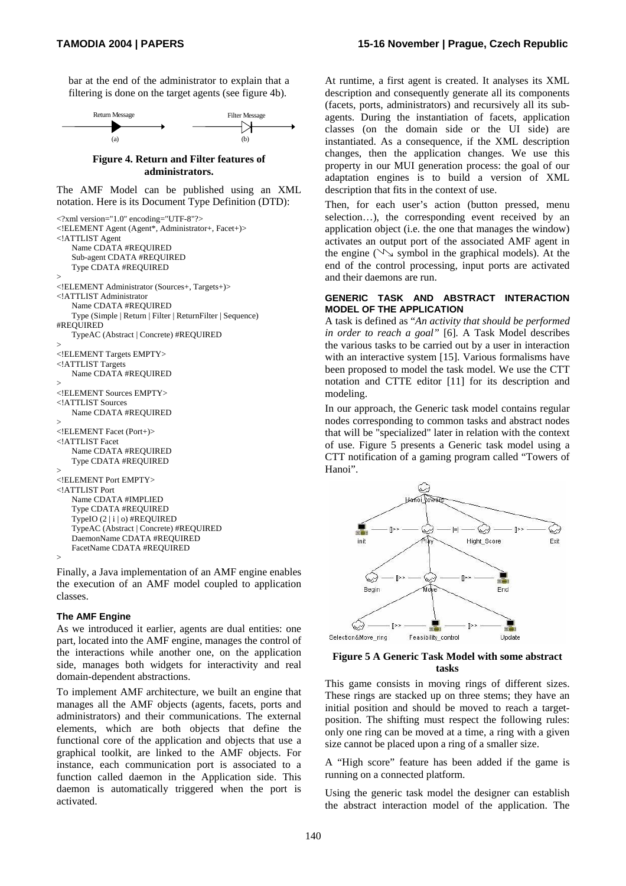bar at the end of the administrator to explain that a filtering is done on the target agents (see figure 4b).

Return Message

(a)

Filter Message

(b)

**Figure 4. Return and Filter features of administrators.**

The AMF Model can be published using an XML notation. Here is its Document Type Definition (DTD):

```
<?xml version="1.0" encoding="UTF-8"?>
<!ELEMENT Agent (Agent*, Administrator+, Facet+)>
<!ATTLIST Agent
    Name CDATA #REQUIRED
    Sub-agent CDATA #REQUIRED
    Type CDATA #REQUIRED
>
<!ELEMENT Administrator (Sources+, Targets+)>
<!ATTLIST Administrator
    Name CDATA #REQUIRED
    Type (Simple | Return | Filter | ReturnFilter | Sequence)
#REQUIRED
    TypeAC (Abstract | Concrete) #REQUIRED
>
<!ELEMENT Targets EMPTY>
<!ATTLIST Targets
    Name CDATA #REQUIRED
>
<!ELEMENT Sources EMPTY>
<!ATTLIST Sources
    Name CDATA #REQUIRED
>
<!ELEMENT Facet (Port+)>
<!ATTLIST Facet
    Name CDATA #REQUIRED
    Type CDATA #REQUIRED
>
<!ELEMENT Port EMPTY>
<!ATTLIST Port
    Name CDATA #IMPLIED
    Type CDATA #REQUIRED
    TypeIO (2 | i | o) #REQUIRED
    TypeAC (Abstract | Concrete) #REQUIRED
    DaemonName CDATA #REQUIRED
    FacetName CDATA #REQUIRED
>
```

Finally, a Java implementation of an AMF engine enables the execution of an AMF model coupled to application classes.

#### The AMF Engine

As we introduced it earlier, agents are dual entities: one part, located into the AMF engine, manages the control of the interactions while another one, on the application side, manages both widgets for interactivity and real domain-dependent abstractions.

To implement AMF architecture, we built an engine that manages all the AMF objects (agents, facets, ports and administrators) and their communications. The external elements, which are both objects that define the functional core of the application and objects that use a graphical toolkit, are linked to the AMF objects. For instance, each communication port is associated to a function called daemon in the Application side. This daemon is automatically triggered when the port is activated.

At runtime, a first agent is created. It analyses its XML description and consequently generate all its components (facets, ports, administrators) and recursively all its sub-agents. During the instantiation of facets, application classes (on the domain side or the UI side) are instantiated. As a consequence, if the XML description changes, then the application changes. We use this property in our MUI generation process: the goal of our adaptation engines is to build a version of XML description that fits in the context of use.

Then, for each user's action (button pressed, menu selection…), the corresponding event received by an application object (i.e. the one that manages the window) activates an output port of the associated AMF agent in the engine (⤳ symbol in the graphical models). At the end of the control processing, input ports are activated and their daemons are run.

### GENERIC TASK AND ABSTRACT INTERACTION MODEL OF THE APPLICATION

A task is defined as "*An activity that should be performed in order to reach a goal"* [6]. A Task Model describes the various tasks to be carried out by a user in interaction with an interactive system [15]. Various formalisms have been proposed to model the task model. We use the CTT notation and CTTE editor [11] for its description and modeling.

In our approach, the Generic task model contains regular nodes corresponding to common tasks and abstract nodes that will be "specialized" later in relation with the context of use. Figure 5 presents a Generic task model using a CTT notification of a gaming program called "Towers of Hanoi".

Hanoi_towers

init · Play · Hight_Score · Exit

Begin · Move · End

Selection&Move_ring · Feasibility_control · Update

**Figure 5 A Generic Task Model with some abstract tasks**

This game consists in moving rings of different sizes. These rings are stacked up on three stems; they have an initial position and should be moved to reach a target-position. The shifting must respect the following rules: only one ring can be moved at a time, a ring with a given size cannot be placed upon a ring of a smaller size.

A "High score" feature has been added if the game is running on a connected platform.

Using the generic task model the designer can establish the abstract interaction model of the application. The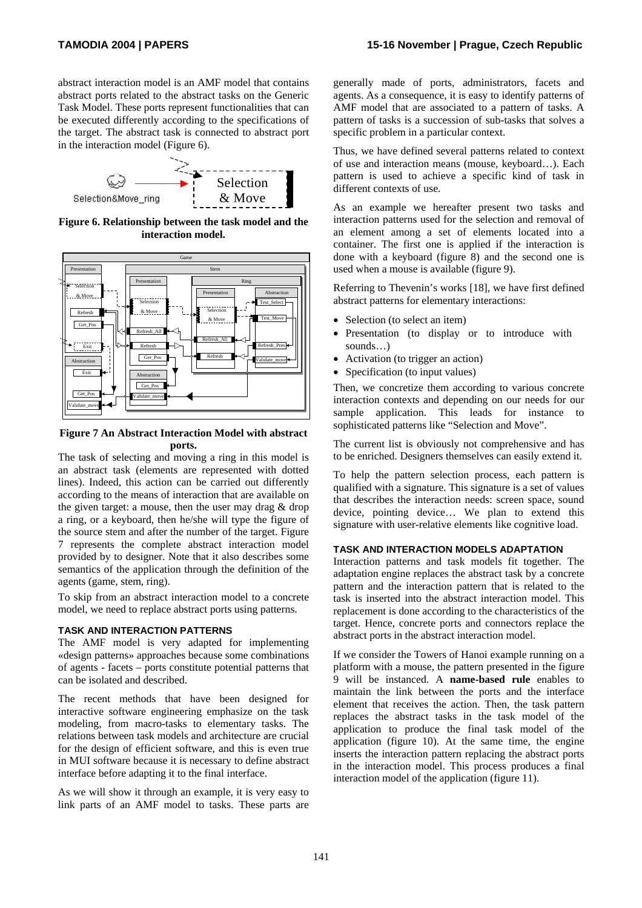abstract interaction model is an AMF model that contains abstract ports related to the abstract tasks on the Generic Task Model. These ports represent functionalities that can be executed differently according to the specifications of the target. The abstract task is connected to abstract port in the interaction model (Figure 6).

Selection&Move_ring

Selection & Move

**Figure 6. Relationship between the task model and the interaction model.**

Game
Presentation
Stem
Presentation
Ring
Presentation
Abstraction
Selection & Move
Selection & Move
Selection & Move
Test_Select
Test_Move
Refresh
Get_Pos
Refresh_All
Refresh_All
Refresh_Pres
Exit
Refresh
Refresh
Validate_move
Abstraction
Get_Pos
Exit
Abstraction
Get_Pos
Get_Pos
Validate_move
Validate_move

**Figure 7 An Abstract Interaction Model with abstract ports.**

The task of selecting and moving a ring in this model is an abstract task (elements are represented with dotted lines). Indeed, this action can be carried out differently according to the means of interaction that are available on the given target: a mouse, then the user may drag & drop a ring, or a keyboard, then he/she will type the figure of the source stem and after the number of the target. Figure 7 represents the complete abstract interaction model provided by to designer. Note that it also describes some semantics of the application through the definition of the agents (game, stem, ring).

To skip from an abstract interaction model to a concrete model, we need to replace abstract ports using patterns.

### TASK AND INTERACTION PATTERNS

The AMF model is very adapted for implementing «design patterns» approaches because some combinations of agents - facets – ports constitute potential patterns that can be isolated and described.

The recent methods that have been designed for interactive software engineering emphasize on the task modeling, from macro-tasks to elementary tasks. The relations between task models and architecture are crucial for the design of efficient software, and this is even true in MUI software because it is necessary to define abstract interface before adapting it to the final interface.

As we will show it through an example, it is very easy to link parts of an AMF model to tasks. These parts are generally made of ports, administrators, facets and agents. As a consequence, it is easy to identify patterns of AMF model that are associated to a pattern of tasks. A pattern of tasks is a succession of sub-tasks that solves a specific problem in a particular context.

Thus, we have defined several patterns related to context of use and interaction means (mouse, keyboard…). Each pattern is used to achieve a specific kind of task in different contexts of use.

As an example we hereafter present two tasks and interaction patterns used for the selection and removal of an element among a set of elements located into a container. The first one is applied if the interaction is done with a keyboard (figure 8) and the second one is used when a mouse is available (figure 9).

Referring to Thevenin's works [18], we have first defined abstract patterns for elementary interactions:

- Selection (to select an item)
- Presentation (to display or to introduce with sounds…)
- Activation (to trigger an action)
- Specification (to input values)

Then, we concretize them according to various concrete interaction contexts and depending on our needs for our sample application. This leads for instance to sophisticated patterns like "Selection and Move".

The current list is obviously not comprehensive and has to be enriched. Designers themselves can easily extend it.

To help the pattern selection process, each pattern is qualified with a signature. This signature is a set of values that describes the interaction needs: screen space, sound device, pointing device… We plan to extend this signature with user-relative elements like cognitive load.

### TASK AND INTERACTION MODELS ADAPTATION

Interaction patterns and task models fit together. The adaptation engine replaces the abstract task by a concrete pattern and the interaction pattern that is related to the task is inserted into the abstract interaction model. This replacement is done according to the characteristics of the target. Hence, concrete ports and connectors replace the abstract ports in the abstract interaction model.

If we consider the Towers of Hanoi example running on a platform with a mouse, the pattern presented in the figure 9 will be instanced. A **name-based rule** enables to maintain the link between the ports and the interface element that receives the action. Then, the task pattern replaces the abstract tasks in the task model of the application to produce the final task model of the application (figure 10). At the same time, the engine inserts the interaction pattern replacing the abstract ports in the interaction model. This process produces a final interaction model of the application (figure 11).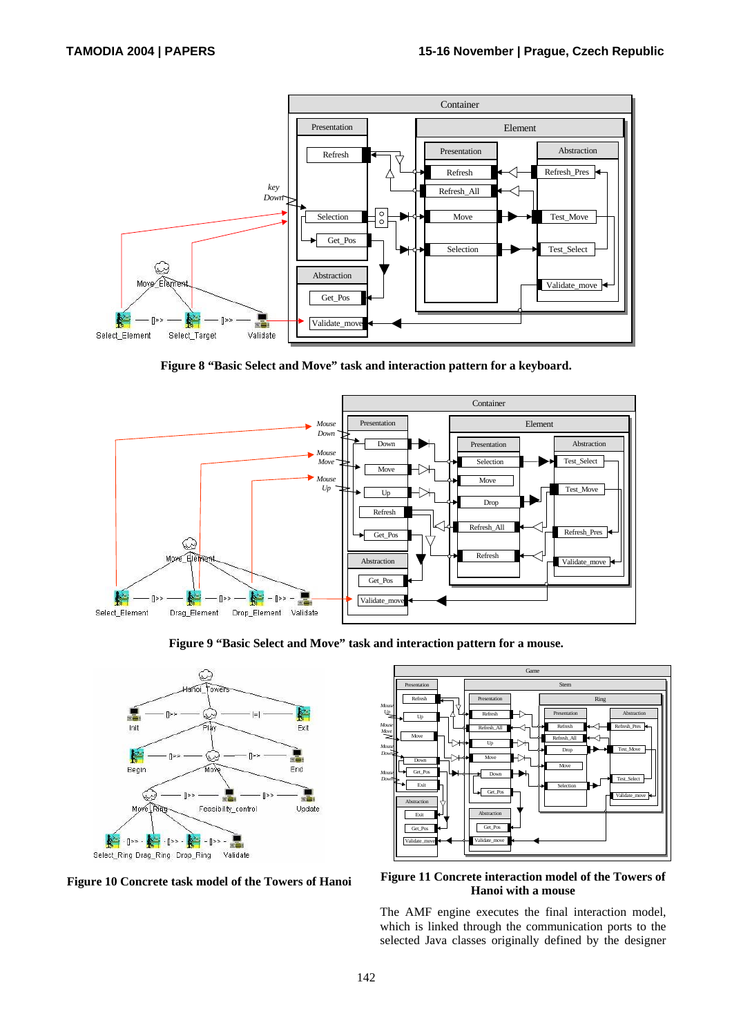**Figure 8 “Basic Select and Move” task and interaction pattern for a keyboard.**

**Figure 9 “Basic Select and Move” task and interaction pattern for a mouse.**

**Figure 10 Concrete task model of the Towers of Hanoi**

**Figure 11 Concrete interaction model of the Towers of Hanoi with a mouse**

The AMF engine executes the final interaction model, which is linked through the communication ports to the selected Java classes originally defined by the designer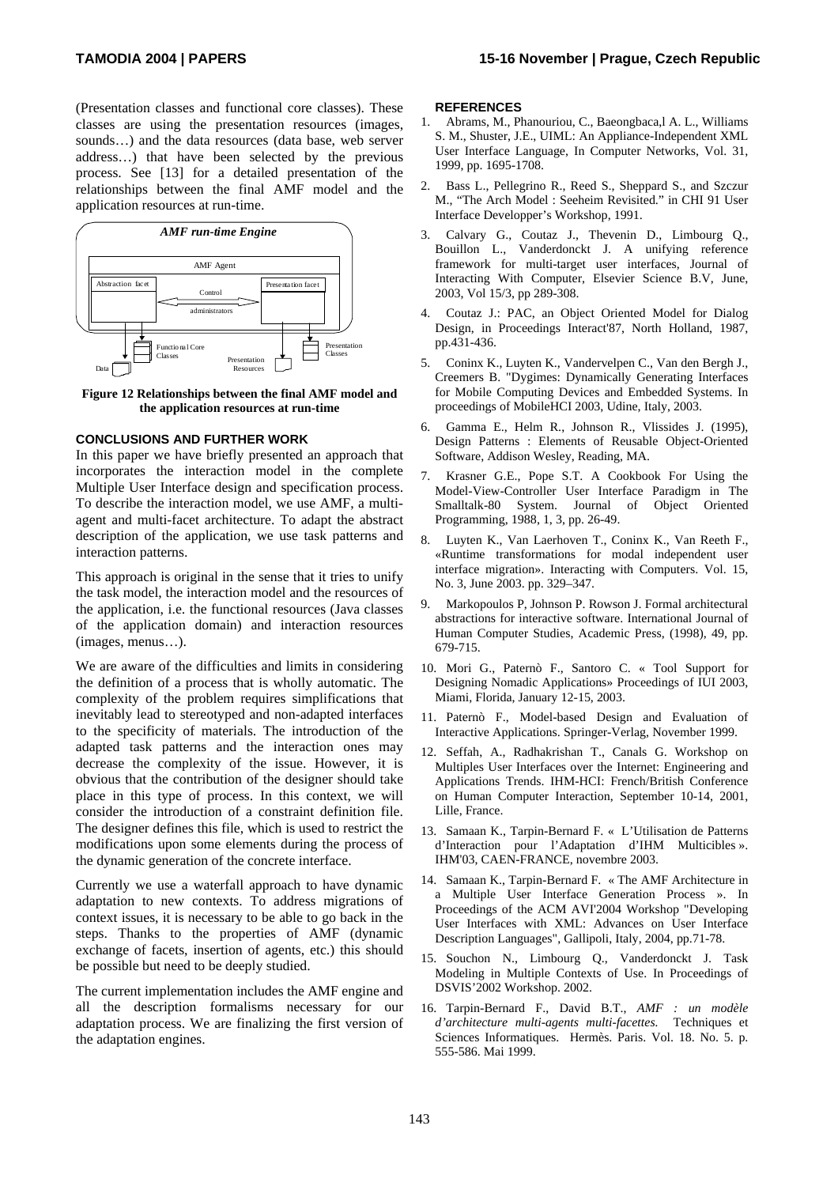(Presentation classes and functional core classes). These classes are using the presentation resources (images, sounds…) and the data resources (data base, web server address…) that have been selected by the previous process. See [13] for a detailed presentation of the relationships between the final AMF model and the application resources at run-time.

**Figure 12 Relationships between the final AMF model and the application resources at run-time**

## CONCLUSIONS AND FURTHER WORK

In this paper we have briefly presented an approach that incorporates the interaction model in the complete Multiple User Interface design and specification process. To describe the interaction model, we use AMF, a multi-agent and multi-facet architecture. To adapt the abstract description of the application, we use task patterns and interaction patterns.

This approach is original in the sense that it tries to unify the task model, the interaction model and the resources of the application, i.e. the functional resources (Java classes of the application domain) and interaction resources (images, menus…).

We are aware of the difficulties and limits in considering the definition of a process that is wholly automatic. The complexity of the problem requires simplifications that inevitably lead to stereotyped and non-adapted interfaces to the specificity of materials. The introduction of the adapted task patterns and the interaction ones may decrease the complexity of the issue. However, it is obvious that the contribution of the designer should take place in this type of process. In this context, we will consider the introduction of a constraint definition file. The designer defines this file, which is used to restrict the modifications upon some elements during the process of the dynamic generation of the concrete interface.

Currently we use a waterfall approach to have dynamic adaptation to new contexts. To address migrations of context issues, it is necessary to be able to go back in the steps. Thanks to the properties of AMF (dynamic exchange of facets, insertion of agents, etc.) this should be possible but need to be deeply studied.

The current implementation includes the AMF engine and all the description formalisms necessary for our adaptation process. We are finalizing the first version of the adaptation engines.

## REFERENCES

1. Abrams, M., Phanouriou, C., Baeongbaca,l A. L., Williams S. M., Shuster, J.E., UIML: An Appliance-Independent XML User Interface Language, In Computer Networks, Vol. 31, 1999, pp. 1695-1708.
2. Bass L., Pellegrino R., Reed S., Sheppard S., and Szczur M., "The Arch Model : Seeheim Revisited." in CHI 91 User Interface Developper's Workshop, 1991.
3. Calvary G., Coutaz J., Thevenin D., Limbourg Q., Bouillon L., Vanderdonckt J. A unifying reference framework for multi-target user interfaces, Journal of Interacting With Computer, Elsevier Science B.V, June, 2003, Vol 15/3, pp 289-308.
4. Coutaz J.: PAC, an Object Oriented Model for Dialog Design, in Proceedings Interact'87, North Holland, 1987, pp.431-436.
5. Coninx K., Luyten K., Vandervelpen C., Van den Bergh J., Creemers B. "Dygimes: Dynamically Generating Interfaces for Mobile Computing Devices and Embedded Systems. In proceedings of MobileHCI 2003, Udine, Italy, 2003.
6. Gamma E., Helm R., Johnson R., Vlissides J. (1995), Design Patterns : Elements of Reusable Object-Oriented Software, Addison Wesley, Reading, MA.
7. Krasner G.E., Pope S.T. A Cookbook For Using the Model-View-Controller User Interface Paradigm in The Smalltalk-80 System. Journal of Object Oriented Programming, 1988, 1, 3, pp. 26-49.
8. Luyten K., Van Laerhoven T., Coninx K., Van Reeth F., «Runtime transformations for modal independent user interface migration». Interacting with Computers. Vol. 15, No. 3, June 2003. pp. 329–347.
9. Markopoulos P, Johnson P. Rowson J. Formal architectural abstractions for interactive software. International Journal of Human Computer Studies, Academic Press, (1998), 49, pp. 679-715.
10. Mori G., Paternò F., Santoro C. « Tool Support for Designing Nomadic Applications» Proceedings of IUI 2003, Miami, Florida, January 12-15, 2003.
11. Paternò F., Model-based Design and Evaluation of Interactive Applications. Springer-Verlag, November 1999.
12. Seffah, A., Radhakrishan T., Canals G. Workshop on Multiples User Interfaces over the Internet: Engineering and Applications Trends. IHM-HCI: French/British Conference on Human Computer Interaction, September 10-14, 2001, Lille, France.
13. Samaan K., Tarpin-Bernard F. « L'Utilisation de Patterns d'Interaction pour l'Adaptation d'IHM Multicibles ». IHM'03, CAEN-FRANCE, novembre 2003.
14. Samaan K., Tarpin-Bernard F. « The AMF Architecture in a Multiple User Interface Generation Process ». In Proceedings of the ACM AVI'2004 Workshop "Developing User Interfaces with XML: Advances on User Interface Description Languages", Gallipoli, Italy, 2004, pp.71-78.
15. Souchon N., Limbourg Q., Vanderdonckt J. Task Modeling in Multiple Contexts of Use. In Proceedings of DSVIS'2002 Workshop. 2002.
16. Tarpin-Bernard F., David B.T., *AMF : un modèle d'architecture multi-agents multi-facettes.* Techniques et Sciences Informatiques. Hermès. Paris. Vol. 18. No. 5. p. 555-586. Mai 1999.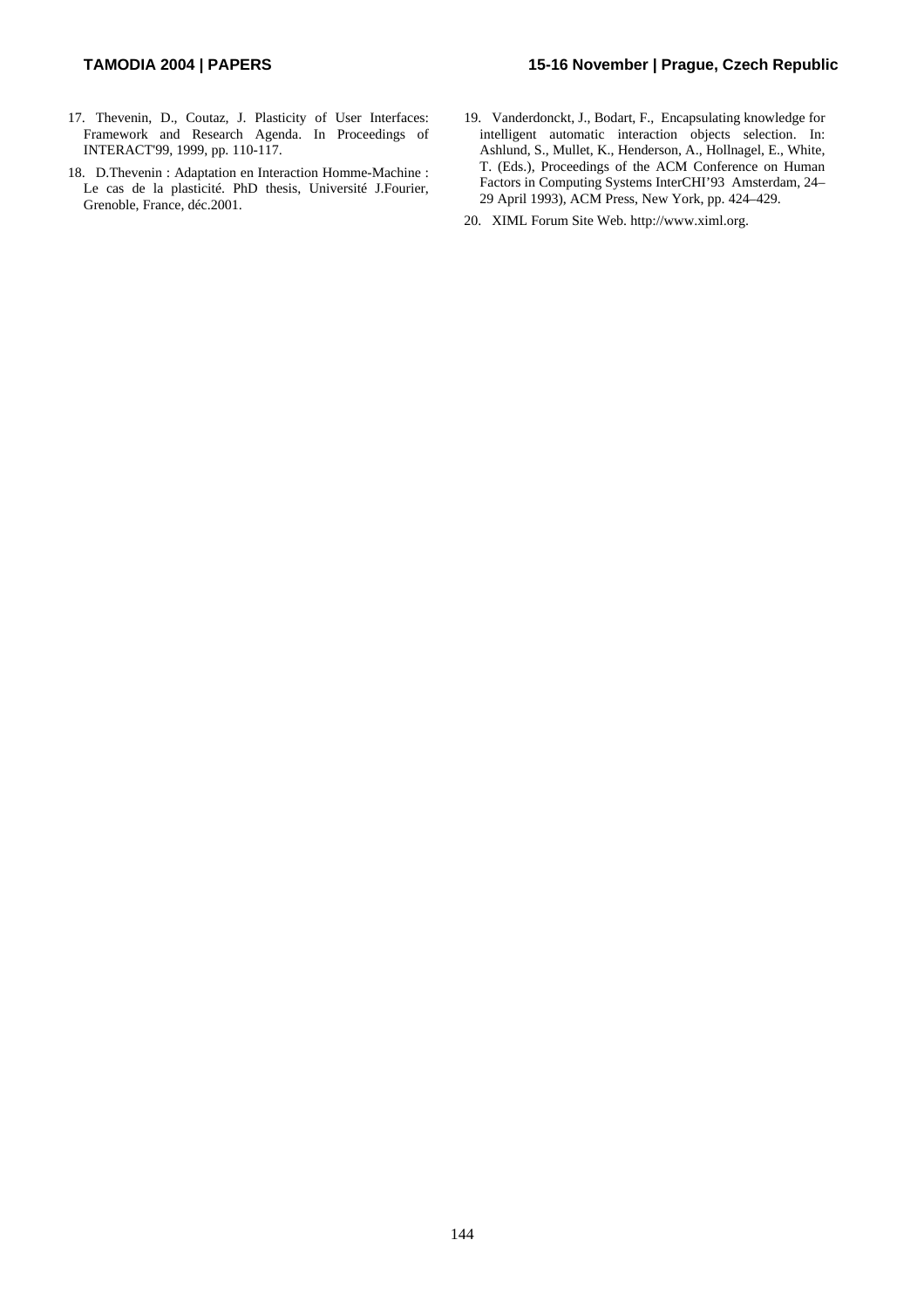17. Thevenin, D., Coutaz, J. Plasticity of User Interfaces: Framework and Research Agenda. In Proceedings of INTERACT'99, 1999, pp. 110-117.

18. D.Thevenin : Adaptation en Interaction Homme-Machine : Le cas de la plasticité. PhD thesis, Université J.Fourier, Grenoble, France, déc.2001.

19. Vanderdonckt, J., Bodart, F., Encapsulating knowledge for intelligent automatic interaction objects selection. In: Ashlund, S., Mullet, K., Henderson, A., Hollnagel, E., White, T. (Eds.), Proceedings of the ACM Conference on Human Factors in Computing Systems InterCHI'93 Amsterdam, 24–29 April 1993), ACM Press, New York, pp. 424–429.

20. XIML Forum Site Web. http://www.ximl.org.